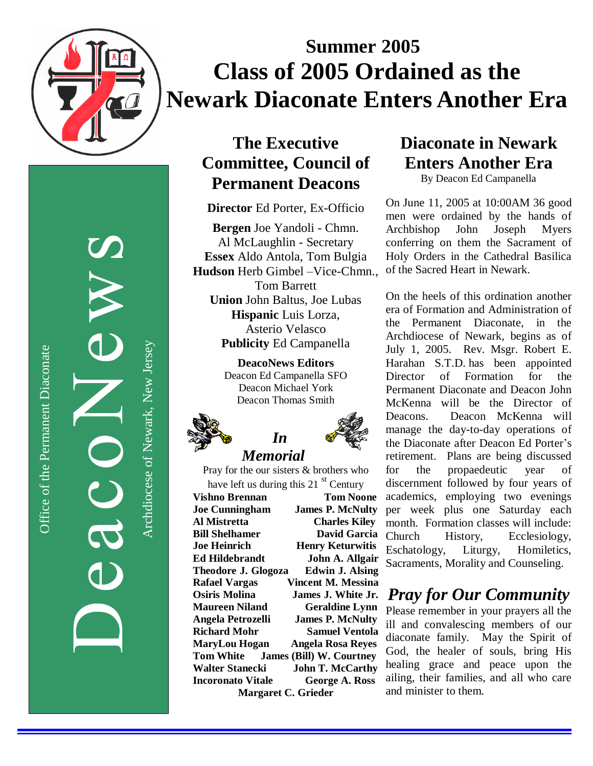# Summer 2005
# Class of 2005 Ordained as the Newark Diaconate Enters Another Era

DeacoNews

Office of the Permanent Diaconate

Archdiocese of Newark, New Jersey

## The Executive Committee, Council of Permanent Deacons

**Director** Ed Porter, Ex-Officio

**Bergen** Joe Yandoli - Chmn.
Al McLaughlin - Secretary
**Essex** Aldo Antola, Tom Bulgia
**Hudson** Herb Gimbel –Vice-Chmn., Tom Barrett
**Union** John Baltus, Joe Lubas
**Hispanic** Luis Lorza, Asterio Velasco
**Publicity** Ed Campanella

**DeacoNews Editors**
Deacon Ed Campanella SFO
Deacon Michael York
Deacon Thomas Smith

## *In Memorial*

Pray for the our sisters & brothers who have left us during this 21st Century

| | |
|---|---|
| **Vishno Brennan** | **Tom Noone** |
| **Joe Cunningham** | **James P. McNulty** |
| **Al Mistretta** | **Charles Kiley** |
| **Bill Shelhamer** | **David Garcia** |
| **Joe Heinrich** | **Henry Keturwitis** |
| **Ed Hildebrandt** | **John A. Allgair** |
| **Theodore J. Glogoza** | **Edwin J. Alsing** |
| **Rafael Vargas** | **Vincent M. Messina** |
| **Osiris Molina** | **James J. White Jr.** |
| **Maureen Niland** | **Geraldine Lynn** |
| **Angela Petrozelli** | **James P. McNulty** |
| **Richard Mohr** | **Samuel Ventola** |
| **MaryLou Hogan** | **Angela Rosa Reyes** |
| **Tom White** | **James (Bill) W. Courtney** |
| **Walter Stanecki** | **John T. McCarthy** |
| **Incoronato Vitale** | **George A. Ross** |

**Margaret C. Grieder**

## Diaconate in Newark Enters Another Era

By Deacon Ed Campanella

On June 11, 2005 at 10:00AM 36 good men were ordained by the hands of Archbishop John Joseph Myers conferring on them the Sacrament of Holy Orders in the Cathedral Basilica of the Sacred Heart in Newark.

On the heels of this ordination another era of Formation and Administration of the Permanent Diaconate, in the Archdiocese of Newark, begins as of July 1, 2005. Rev. Msgr. Robert E. Harahan S.T.D. has been appointed Director of Formation for the Permanent Diaconate and Deacon John McKenna will be the Director of Deacons. Deacon McKenna will manage the day-to-day operations of the Diaconate after Deacon Ed Porter's retirement. Plans are being discussed for the propaedeutic year of discernment followed by four years of academics, employing two evenings per week plus one Saturday each month. Formation classes will include: Church History, Ecclesiology, Eschatology, Liturgy, Homiletics, Sacraments, Morality and Counseling.

## *Pray for Our Community*

Please remember in your prayers all the ill and convalescing members of our diaconate family. May the Spirit of God, the healer of souls, bring His healing grace and peace upon the ailing, their families, and all who care and minister to them.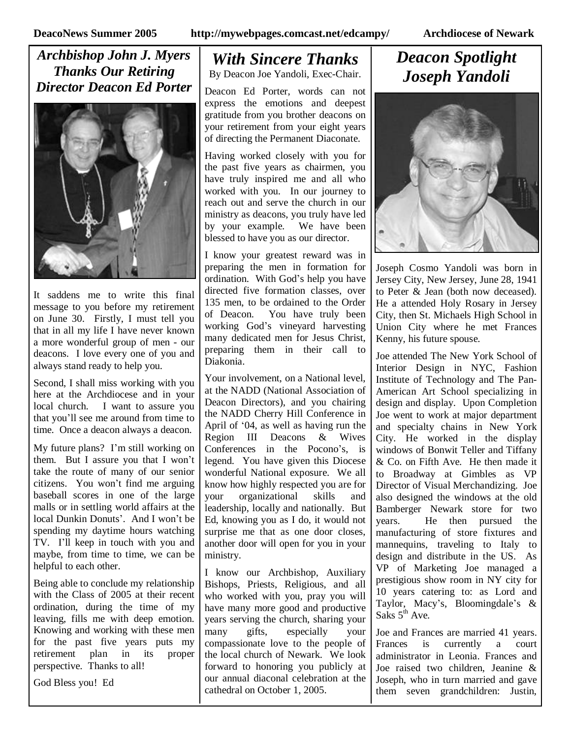## *Archbishop John J. Myers Thanks Our Retiring Director Deacon Ed Porter*

It saddens me to write this final message to you before my retirement on June 30. Firstly, I must tell you that in all my life I have never known a more wonderful group of men - our deacons. I love every one of you and always stand ready to help you.

Second, I shall miss working with you here at the Archdiocese and in your local church. I want to assure you that you'll see me around from time to time. Once a deacon always a deacon.

My future plans? I'm still working on them. But I assure you that I won't take the route of many of our senior citizens. You won't find me arguing baseball scores in one of the large malls or in settling world affairs at the local Dunkin Donuts'. And I won't be spending my daytime hours watching TV. I'll keep in touch with you and maybe, from time to time, we can be helpful to each other.

Being able to conclude my relationship with the Class of 2005 at their recent ordination, during the time of my leaving, fills me with deep emotion. Knowing and working with these men for the past five years puts my retirement plan in its proper perspective. Thanks to all!

God Bless you! Ed

## *With Sincere Thanks*

By Deacon Joe Yandoli, Exec-Chair.

Deacon Ed Porter, words can not express the emotions and deepest gratitude from you brother deacons on your retirement from your eight years of directing the Permanent Diaconate.

Having worked closely with you for the past five years as chairmen, you have truly inspired me and all who worked with you. In our journey to reach out and serve the church in our ministry as deacons, you truly have led by your example. We have been blessed to have you as our director.

I know your greatest reward was in preparing the men in formation for ordination. With God's help you have directed five formation classes, over 135 men, to be ordained to the Order of Deacon. You have truly been working God's vineyard harvesting many dedicated men for Jesus Christ, preparing them in their call to Diakonia.

Your involvement, on a National level, at the NADD (National Association of Deacon Directors), and you chairing the NADD Cherry Hill Conference in April of '04, as well as having run the Region III Deacons & Wives Conferences in the Pocono's, is legend. You have given this Diocese wonderful National exposure. We all know how highly respected you are for your organizational skills and leadership, locally and nationally. But Ed, knowing you as I do, it would not surprise me that as one door closes, another door will open for you in your ministry.

I know our Archbishop, Auxiliary Bishops, Priests, Religious, and all who worked with you, pray you will have many more good and productive years serving the church, sharing your many gifts, especially your compassionate love to the people of the local church of Newark. We look forward to honoring you publicly at our annual diaconal celebration at the cathedral on October 1, 2005.

## *Deacon Spotlight Joseph Yandoli*

Joseph Cosmo Yandoli was born in Jersey City, New Jersey, June 28, 1941 to Peter & Jean (both now deceased). He a attended Holy Rosary in Jersey City, then St. Michaels High School in Union City where he met Frances Kenny, his future spouse.

Joe attended The New York School of Interior Design in NYC, Fashion Institute of Technology and The Pan-American Art School specializing in design and display. Upon Completion Joe went to work at major department and specialty chains in New York City. He worked in the display windows of Bonwit Teller and Tiffany & Co. on Fifth Ave. He then made it to Broadway at Gimbles as VP Director of Visual Merchandizing. Joe also designed the windows at the old Bamberger Newark store for two years. He then pursued the manufacturing of store fixtures and mannequins, traveling to Italy to design and distribute in the US. As VP of Marketing Joe managed a prestigious show room in NY city for 10 years catering to: as Lord and Taylor, Macy's, Bloomingdale's & Saks 5th Ave.

Joe and Frances are married 41 years. Frances is currently a court administrator in Leonia. Frances and Joe raised two children, Jeanine & Joseph, who in turn married and gave them seven grandchildren: Justin,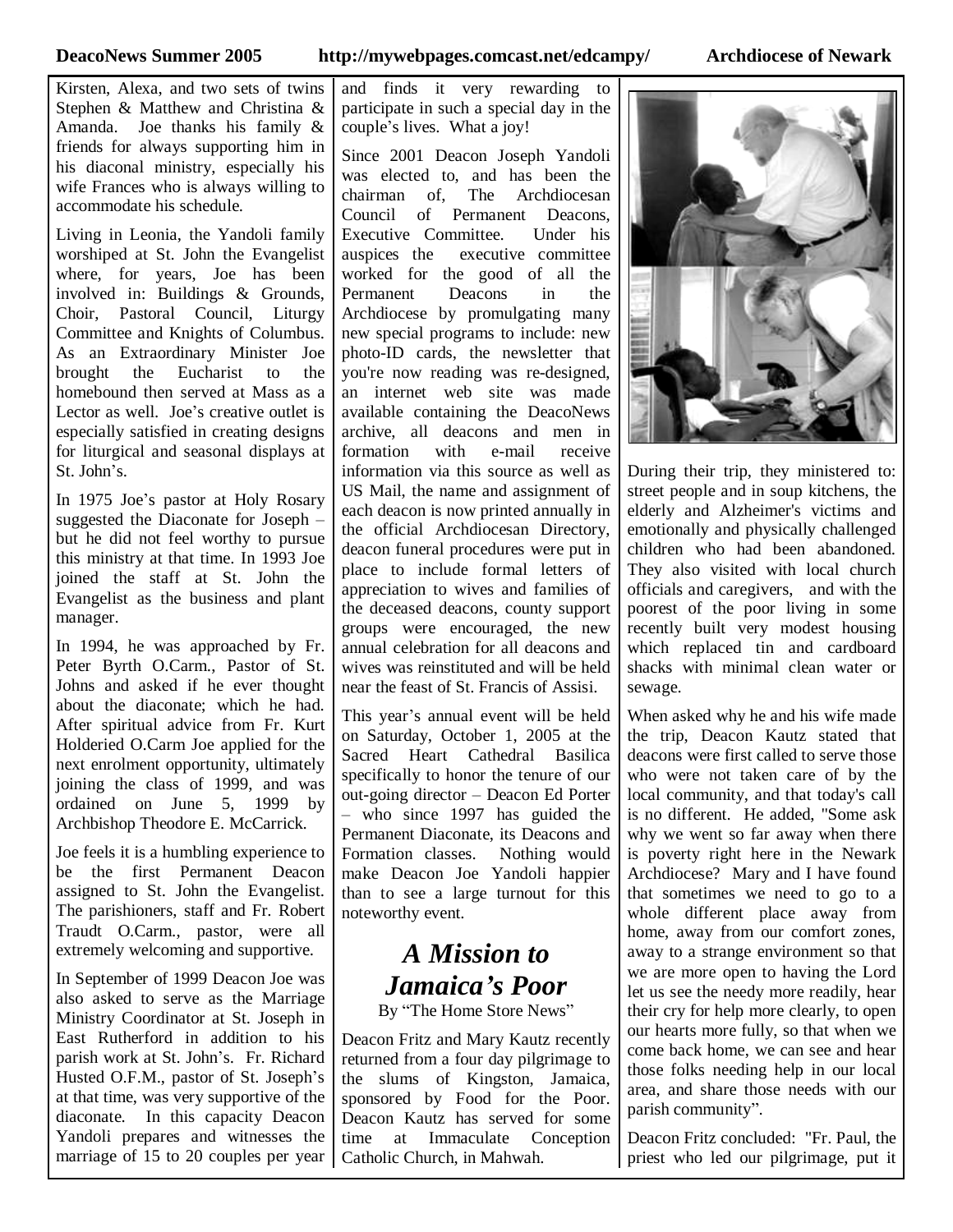Kirsten, Alexa, and two sets of twins Stephen & Matthew and Christina & Amanda. Joe thanks his family & friends for always supporting him in his diaconal ministry, especially his wife Frances who is always willing to accommodate his schedule.

Living in Leonia, the Yandoli family worshiped at St. John the Evangelist where, for years, Joe has been involved in: Buildings & Grounds, Choir, Pastoral Council, Liturgy Committee and Knights of Columbus. As an Extraordinary Minister Joe brought the Eucharist to the homebound then served at Mass as a Lector as well. Joe's creative outlet is especially satisfied in creating designs for liturgical and seasonal displays at St. John's.

In 1975 Joe's pastor at Holy Rosary suggested the Diaconate for Joseph – but he did not feel worthy to pursue this ministry at that time. In 1993 Joe joined the staff at St. John the Evangelist as the business and plant manager.

In 1994, he was approached by Fr. Peter Byrth O.Carm., Pastor of St. Johns and asked if he ever thought about the diaconate; which he had. After spiritual advice from Fr. Kurt Holderied O.Carm Joe applied for the next enrolment opportunity, ultimately joining the class of 1999, and was ordained on June 5, 1999 by Archbishop Theodore E. McCarrick.

Joe feels it is a humbling experience to be the first Permanent Deacon assigned to St. John the Evangelist. The parishioners, staff and Fr. Robert Traudt O.Carm., pastor, were all extremely welcoming and supportive.

In September of 1999 Deacon Joe was also asked to serve as the Marriage Ministry Coordinator at St. Joseph in East Rutherford in addition to his parish work at St. John's. Fr. Richard Husted O.F.M., pastor of St. Joseph's at that time, was very supportive of the diaconate. In this capacity Deacon Yandoli prepares and witnesses the marriage of 15 to 20 couples per year and finds it very rewarding to participate in such a special day in the couple's lives. What a joy!

Since 2001 Deacon Joseph Yandoli was elected to, and has been the chairman of, The Archdiocesan Council of Permanent Deacons, Executive Committee. Under his auspices the executive committee worked for the good of all the Permanent Deacons in the Archdiocese by promulgating many new special programs to include: new photo-ID cards, the newsletter that you're now reading was re-designed, an internet web site was made available containing the DeacoNews archive, all deacons and men in formation with e-mail receive information via this source as well as US Mail, the name and assignment of each deacon is now printed annually in the official Archdiocesan Directory, deacon funeral procedures were put in place to include formal letters of appreciation to wives and families of the deceased deacons, county support groups were encouraged, the new annual celebration for all deacons and wives was reinstituted and will be held near the feast of St. Francis of Assisi.

This year's annual event will be held on Saturday, October 1, 2005 at the Sacred Heart Cathedral Basilica specifically to honor the tenure of our out-going director – Deacon Ed Porter – who since 1997 has guided the Permanent Diaconate, its Deacons and Formation classes. Nothing would make Deacon Joe Yandoli happier than to see a large turnout for this noteworthy event.

## *A Mission to Jamaica's Poor*

By "The Home Store News"

Deacon Fritz and Mary Kautz recently returned from a four day pilgrimage to the slums of Kingston, Jamaica, sponsored by Food for the Poor. Deacon Kautz has served for some time at Immaculate Conception Catholic Church, in Mahwah.

During their trip, they ministered to: street people and in soup kitchens, the elderly and Alzheimer's victims and emotionally and physically challenged children who had been abandoned. They also visited with local church officials and caregivers, and with the poorest of the poor living in some recently built very modest housing which replaced tin and cardboard shacks with minimal clean water or sewage.

When asked why he and his wife made the trip, Deacon Kautz stated that deacons were first called to serve those who were not taken care of by the local community, and that today's call is no different. He added, "Some ask why we went so far away when there is poverty right here in the Newark Archdiocese? Mary and I have found that sometimes we need to go to a whole different place away from home, away from our comfort zones, away to a strange environment so that we are more open to having the Lord let us see the needy more readily, hear their cry for help more clearly, to open our hearts more fully, so that when we come back home, we can see and hear those folks needing help in our local area, and share those needs with our parish community".

Deacon Fritz concluded: "Fr. Paul, the priest who led our pilgrimage, put it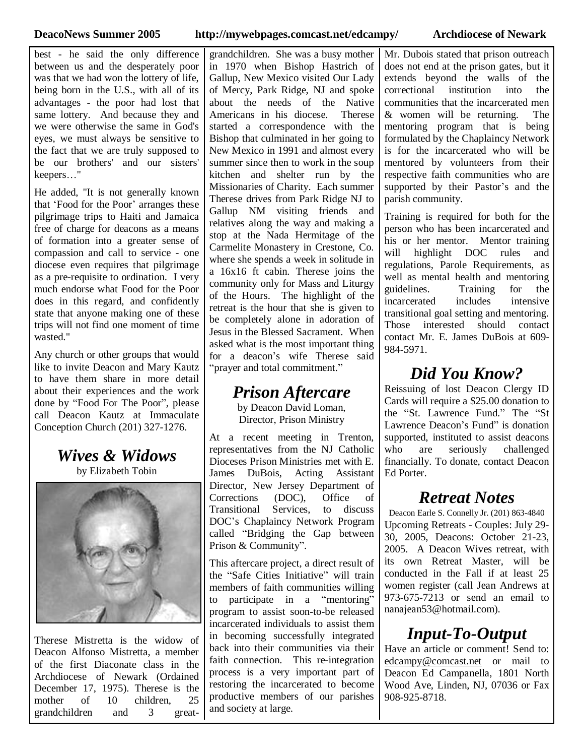best - he said the only difference between us and the desperately poor was that we had won the lottery of life, being born in the U.S., with all of its advantages - the poor had lost that same lottery. And because they and we were otherwise the same in God's eyes, we must always be sensitive to the fact that we are truly supposed to be our brothers' and our sisters' keepers…"

He added, "It is not generally known that 'Food for the Poor' arranges these pilgrimage trips to Haiti and Jamaica free of charge for deacons as a means of formation into a greater sense of compassion and call to service - one diocese even requires that pilgrimage as a pre-requisite to ordination. I very much endorse what Food for the Poor does in this regard, and confidently state that anyone making one of these trips will not find one moment of time wasted."

Any church or other groups that would like to invite Deacon and Mary Kautz to have them share in more detail about their experiences and the work done by "Food For The Poor", please call Deacon Kautz at Immaculate Conception Church (201) 327-1276.

## *Wives & Widows*

by Elizabeth Tobin

Therese Mistretta is the widow of Deacon Alfonso Mistretta, a member of the first Diaconate class in the Archdiocese of Newark (Ordained December 17, 1975). Therese is the mother of 10 children, 25 grandchildren and 3 great-grandchildren. She was a busy mother in 1970 when Bishop Hastrich of Gallup, New Mexico visited Our Lady of Mercy, Park Ridge, NJ and spoke about the needs of the Native Americans in his diocese. Therese started a correspondence with the Bishop that culminated in her going to New Mexico in 1991 and almost every summer since then to work in the soup kitchen and shelter run by the Missionaries of Charity. Each summer Therese drives from Park Ridge NJ to Gallup NM visiting friends and relatives along the way and making a stop at the Nada Hermitage of the Carmelite Monastery in Crestone, Co. where she spends a week in solitude in a 16x16 ft cabin. Therese joins the community only for Mass and Liturgy of the Hours. The highlight of the retreat is the hour that she is given to be completely alone in adoration of Jesus in the Blessed Sacrament. When asked what is the most important thing for a deacon's wife Therese said "prayer and total commitment."

## *Prison Aftercare*

by Deacon David Loman, Director, Prison Ministry

At a recent meeting in Trenton, representatives from the NJ Catholic Dioceses Prison Ministries met with E. James DuBois, Acting Assistant Director, New Jersey Department of Corrections (DOC), Office of Transitional Services, to discuss DOC's Chaplaincy Network Program called "Bridging the Gap between Prison & Community".

This aftercare project, a direct result of the "Safe Cities Initiative" will train members of faith communities willing to participate in a "mentoring" program to assist soon-to-be released incarcerated individuals to assist them in becoming successfully integrated back into their communities via their faith connection. This re-integration process is a very important part of restoring the incarcerated to become productive members of our parishes and society at large.

Mr. Dubois stated that prison outreach does not end at the prison gates, but it extends beyond the walls of the correctional institution into the communities that the incarcerated men & women will be returning. The mentoring program that is being formulated by the Chaplaincy Network is for the incarcerated who will be mentored by volunteers from their respective faith communities who are supported by their Pastor's and the parish community.

Training is required for both for the person who has been incarcerated and his or her mentor. Mentor training will highlight DOC rules and regulations, Parole Requirements, as well as mental health and mentoring guidelines. Training for the incarcerated includes intensive transitional goal setting and mentoring. Those interested should contact contact Mr. E. James DuBois at 609-984-5971.

## *Did You Know?*

Reissuing of lost Deacon Clergy ID Cards will require a $25.00 donation to the "St. Lawrence Fund." The "St Lawrence Deacon's Fund" is donation supported, instituted to assist deacons who are seriously challenged financially. To donate, contact Deacon Ed Porter.

## *Retreat Notes*

Deacon Earle S. Connelly Jr. (201) 863-4840

Upcoming Retreats - Couples: July 29-30, 2005, Deacons: October 21-23, 2005. A Deacon Wives retreat, with its own Retreat Master, will be conducted in the Fall if at least 25 women register (call Jean Andrews at 973-675-7213 or send an email to nanajean53@hotmail.com).

## *Input-To-Output*

Have an article or comment! Send to: edcampy@comcast.net or mail to Deacon Ed Campanella, 1801 North Wood Ave, Linden, NJ, 07036 or Fax 908-925-8718.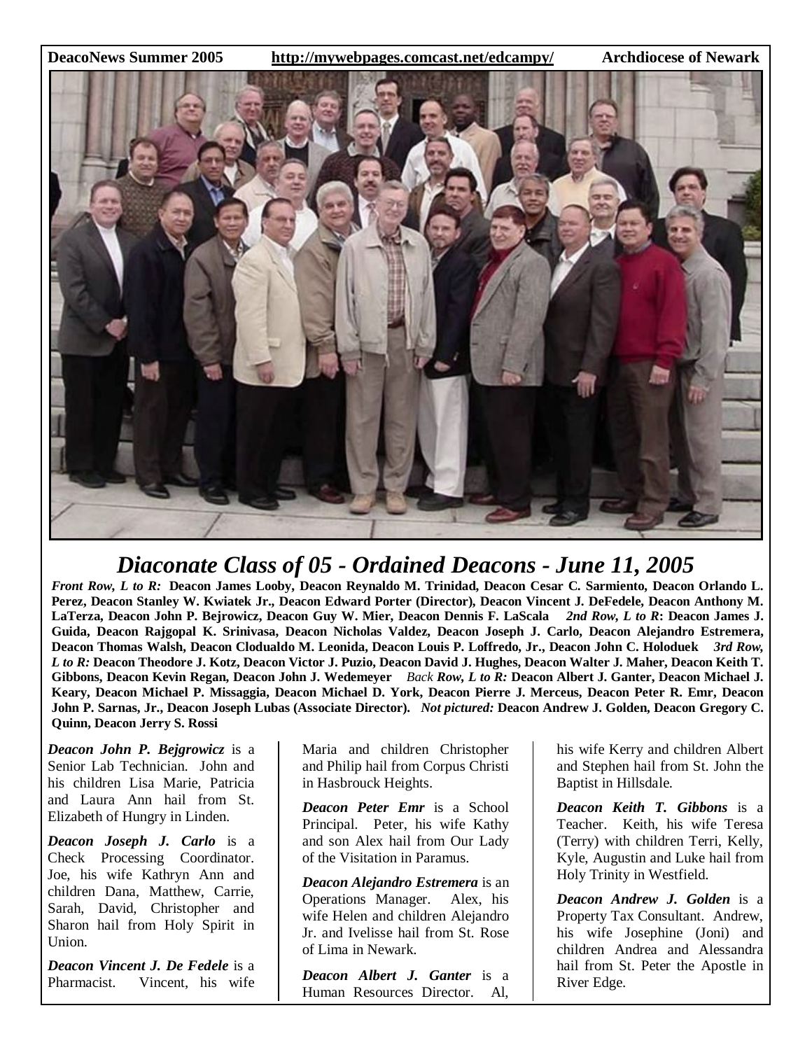# Diaconate Class of 05 - Ordained Deacons - June 11, 2005

***Front Row, L to R:*** **Deacon James Looby, Deacon Reynaldo M. Trinidad, Deacon Cesar C. Sarmiento, Deacon Orlando L. Perez, Deacon Stanley W. Kwiatek Jr., Deacon Edward Porter (Director), Deacon Vincent J. DeFedele, Deacon Anthony M. LaTerza, Deacon John P. Bejrowicz, Deacon Guy W. Mier, Deacon Dennis F. LaScala** ***2nd Row, L to R*****: Deacon James J. Guida, Deacon Rajgopal K. Srinivasa, Deacon Nicholas Valdez, Deacon Joseph J. Carlo, Deacon Alejandro Estremera, Deacon Thomas Walsh, Deacon Clodualdo M. Leonida, Deacon Louis P. Loffredo, Jr., Deacon John C. Holoduek** ***3rd Row, L to R:*** **Deacon Theodore J. Kotz, Deacon Victor J. Puzio, Deacon David J. Hughes, Deacon Walter J. Maher, Deacon Keith T. Gibbons, Deacon Kevin Regan, Deacon John J. Wedemeyer** ***Back Row, L to R:*** **Deacon Albert J. Ganter, Deacon Michael J. Keary, Deacon Michael P. Missaggia, Deacon Michael D. York, Deacon Pierre J. Merceus, Deacon Peter R. Emr, Deacon John P. Sarnas, Jr., Deacon Joseph Lubas (Associate Director).** ***Not pictured:*** **Deacon Andrew J. Golden, Deacon Gregory C. Quinn, Deacon Jerry S. Rossi**

***Deacon John P. Bejgrowicz*** is a Senior Lab Technician. John and his children Lisa Marie, Patricia and Laura Ann hail from St. Elizabeth of Hungry in Linden.

***Deacon Joseph J. Carlo*** is a Check Processing Coordinator. Joe, his wife Kathryn Ann and children Dana, Matthew, Carrie, Sarah, David, Christopher and Sharon hail from Holy Spirit in Union.

***Deacon Vincent J. De Fedele*** is a Pharmacist. Vincent, his wife Maria and children Christopher and Philip hail from Corpus Christi in Hasbrouck Heights.

***Deacon Peter Emr*** is a School Principal. Peter, his wife Kathy and son Alex hail from Our Lady of the Visitation in Paramus.

***Deacon Alejandro Estremera*** is an Operations Manager. Alex, his wife Helen and children Alejandro Jr. and Ivelisse hail from St. Rose of Lima in Newark.

***Deacon Albert J. Ganter*** is a Human Resources Director. Al, his wife Kerry and children Albert and Stephen hail from St. John the Baptist in Hillsdale.

***Deacon Keith T. Gibbons*** is a Teacher. Keith, his wife Teresa (Terry) with children Terri, Kelly, Kyle, Augustin and Luke hail from Holy Trinity in Westfield.

***Deacon Andrew J. Golden*** is a Property Tax Consultant. Andrew, his wife Josephine (Joni) and children Andrea and Alessandra hail from St. Peter the Apostle in River Edge.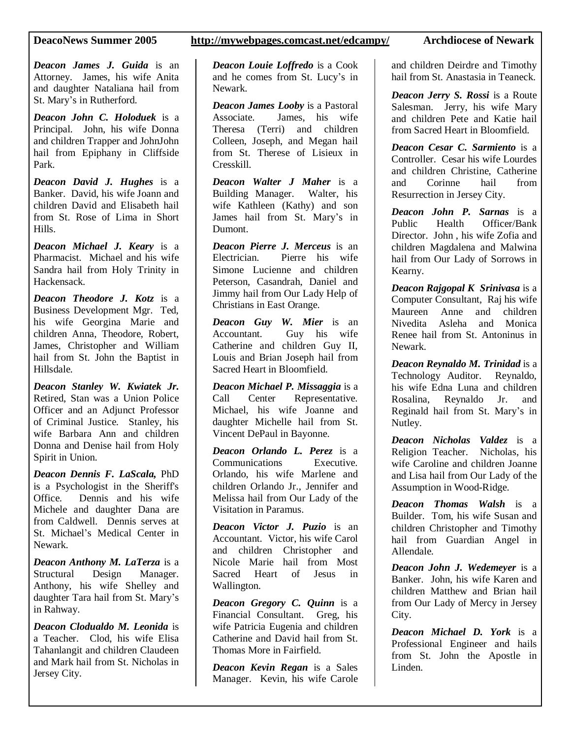***Deacon James J. Guida*** is an Attorney. James, his wife Anita and daughter Nataliana hail from St. Mary's in Rutherford.

***Deacon John C. Holoduek*** is a Principal. John, his wife Donna and children Trapper and JohnJohn hail from Epiphany in Cliffside Park.

***Deacon David J. Hughes*** is a Banker. David, his wife Joann and children David and Elisabeth hail from St. Rose of Lima in Short Hills.

***Deacon Michael J. Keary*** is a Pharmacist. Michael and his wife Sandra hail from Holy Trinity in Hackensack.

***Deacon Theodore J. Kotz*** is a Business Development Mgr. Ted, his wife Georgina Marie and children Anna, Theodore, Robert, James, Christopher and William hail from St. John the Baptist in Hillsdale.

***Deacon Stanley W. Kwiatek Jr.*** Retired, Stan was a Union Police Officer and an Adjunct Professor of Criminal Justice. Stanley, his wife Barbara Ann and children Donna and Denise hail from Holy Spirit in Union.

***Deacon Dennis F. LaScala,*** PhD is a Psychologist in the Sheriff's Office. Dennis and his wife Michele and daughter Dana are from Caldwell. Dennis serves at St. Michael's Medical Center in Newark.

***Deacon Anthony M. LaTerza*** is a Structural Design Manager. Anthony, his wife Shelley and daughter Tara hail from St. Mary's in Rahway.

***Deacon Clodualdo M. Leonida*** is a Teacher. Clod, his wife Elisa Tahanlangit and children Claudeen and Mark hail from St. Nicholas in Jersey City.

***Deacon Louie Loffredo*** is a Cook and he comes from St. Lucy's in Newark.

***Deacon James Looby*** is a Pastoral Associate. James, his wife Theresa (Terri) and children Colleen, Joseph, and Megan hail from St. Therese of Lisieux in Cresskill.

***Deacon Walter J Maher*** is a Building Manager. Walter, his wife Kathleen (Kathy) and son James hail from St. Mary's in Dumont.

***Deacon Pierre J. Merceus*** is an Electrician. Pierre his wife Simone Lucienne and children Peterson, Casandrah, Daniel and Jimmy hail from Our Lady Help of Christians in East Orange.

***Deacon Guy W. Mier*** is an Accountant. Guy his wife Catherine and children Guy II, Louis and Brian Joseph hail from Sacred Heart in Bloomfield.

***Deacon Michael P. Missaggia*** is a Call Center Representative. Michael, his wife Joanne and daughter Michelle hail from St. Vincent DePaul in Bayonne.

***Deacon Orlando L. Perez*** is a Communications Executive. Orlando, his wife Marlene and children Orlando Jr., Jennifer and Melissa hail from Our Lady of the Visitation in Paramus.

***Deacon Victor J. Puzio*** is an Accountant. Victor, his wife Carol and children Christopher and Nicole Marie hail from Most Sacred Heart of Jesus in Wallington.

***Deacon Gregory C. Quinn*** is a Financial Consultant. Greg, his wife Patricia Eugenia and children Catherine and David hail from St. Thomas More in Fairfield.

***Deacon Kevin Regan*** is a Sales Manager. Kevin, his wife Carole and children Deirdre and Timothy hail from St. Anastasia in Teaneck.

***Deacon Jerry S. Rossi*** is a Route Salesman. Jerry, his wife Mary and children Pete and Katie hail from Sacred Heart in Bloomfield.

***Deacon Cesar C. Sarmiento*** is a Controller. Cesar his wife Lourdes and children Christine, Catherine and Corinne hail from Resurrection in Jersey City.

***Deacon John P. Sarnas*** is a Public Health Officer/Bank Director. John , his wife Zofia and children Magdalena and Malwina hail from Our Lady of Sorrows in Kearny.

***Deacon Rajgopal K Srinivasa*** is a Computer Consultant, Raj his wife Maureen Anne and children Nivedita Asleha and Monica Renee hail from St. Antoninus in Newark.

***Deacon Reynaldo M. Trinidad*** is a Technology Auditor. Reynaldo, his wife Edna Luna and children Rosalina, Reynaldo Jr. and Reginald hail from St. Mary's in Nutley.

***Deacon Nicholas Valdez*** is a Religion Teacher. Nicholas, his wife Caroline and children Joanne and Lisa hail from Our Lady of the Assumption in Wood-Ridge.

***Deacon Thomas Walsh*** is a Builder. Tom, his wife Susan and children Christopher and Timothy hail from Guardian Angel in Allendale.

***Deacon John J. Wedemeyer*** is a Banker. John, his wife Karen and children Matthew and Brian hail from Our Lady of Mercy in Jersey City.

***Deacon Michael D. York*** is a Professional Engineer and hails from St. John the Apostle in Linden.